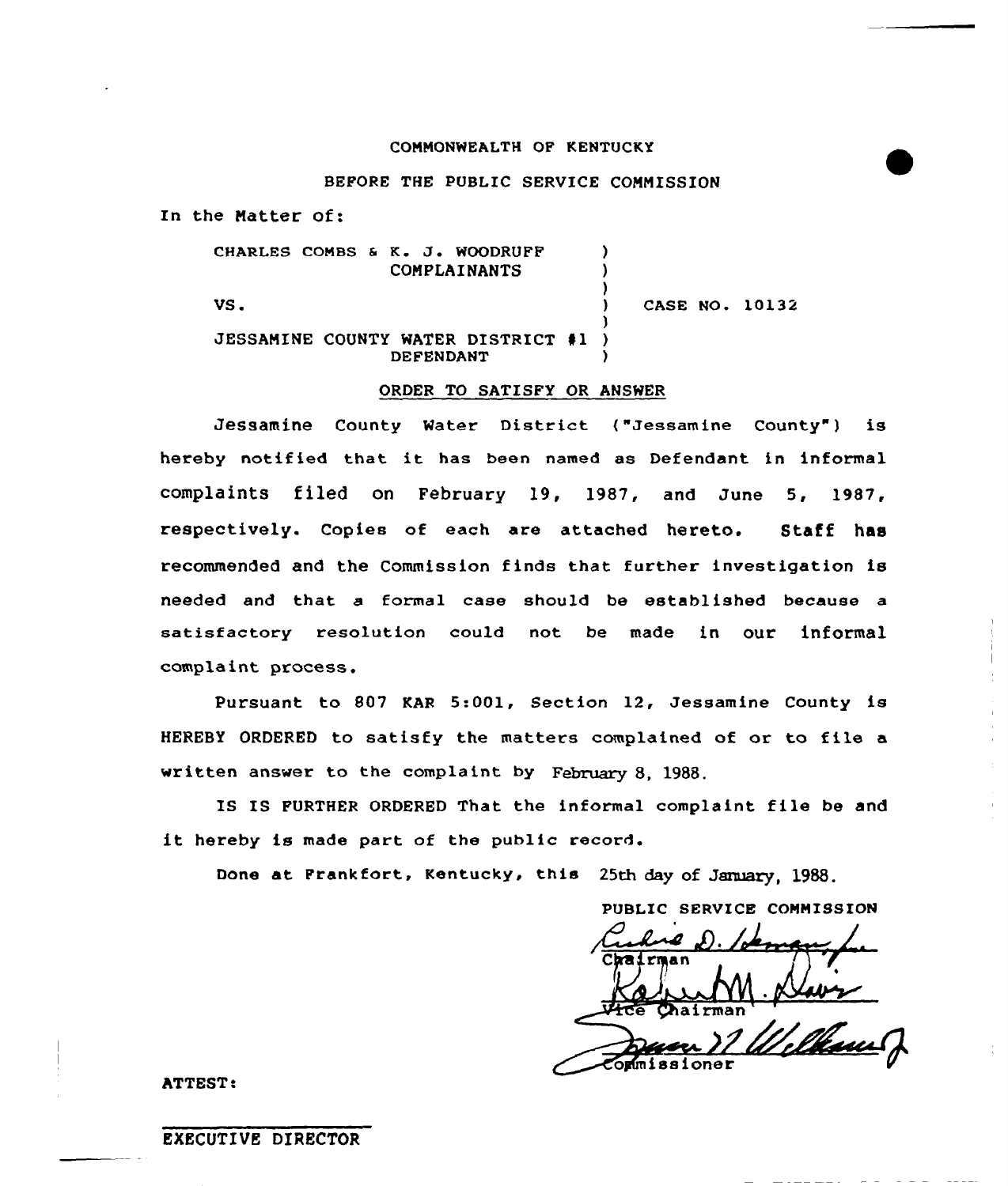COMMONWEALTH OF KENTUCKY

BEFORE THE PUBLIC SERVICE COMMISSION

In the Matter of:

| | | |
|---|---|---|
| CHARLES COMBS & K. J. WOODRUFF COMPLAINANTS | ) | |
| VS. | ) | CASE NO. 10132 |
| JESSAMINE COUNTY WATER DISTRICT #1 DEFENDANT | ) | |

## ORDER TO SATISFY OR ANSWER

Jessamine County Water District ("Jessamine County") is hereby notified that it has been named as Defendant in informal complaints filed on February 19, 1987, and June 5, 1987, respectively. Copies of each are attached hereto. Staff has recommended and the Commission finds that further investigation is needed and that a formal case should be established because a satisfactory resolution could not be made in our informal complaint process.

Pursuant to 807 KAR 5:001, Section 12, Jessamine County is HEREBY ORDERED to satisfy the matters complained of or to file a written answer to the complaint by February 8, 1988.

IS IS FURTHER ORDERED That the informal complaint file be and it hereby is made part of the public record.

Done at Frankfort, Kentucky, this 25th day of January, 1988.

PUBLIC SERVICE COMMISSION

Chairman

Vice Chairman

Commissioner

ATTEST:

EXECUTIVE DIRECTOR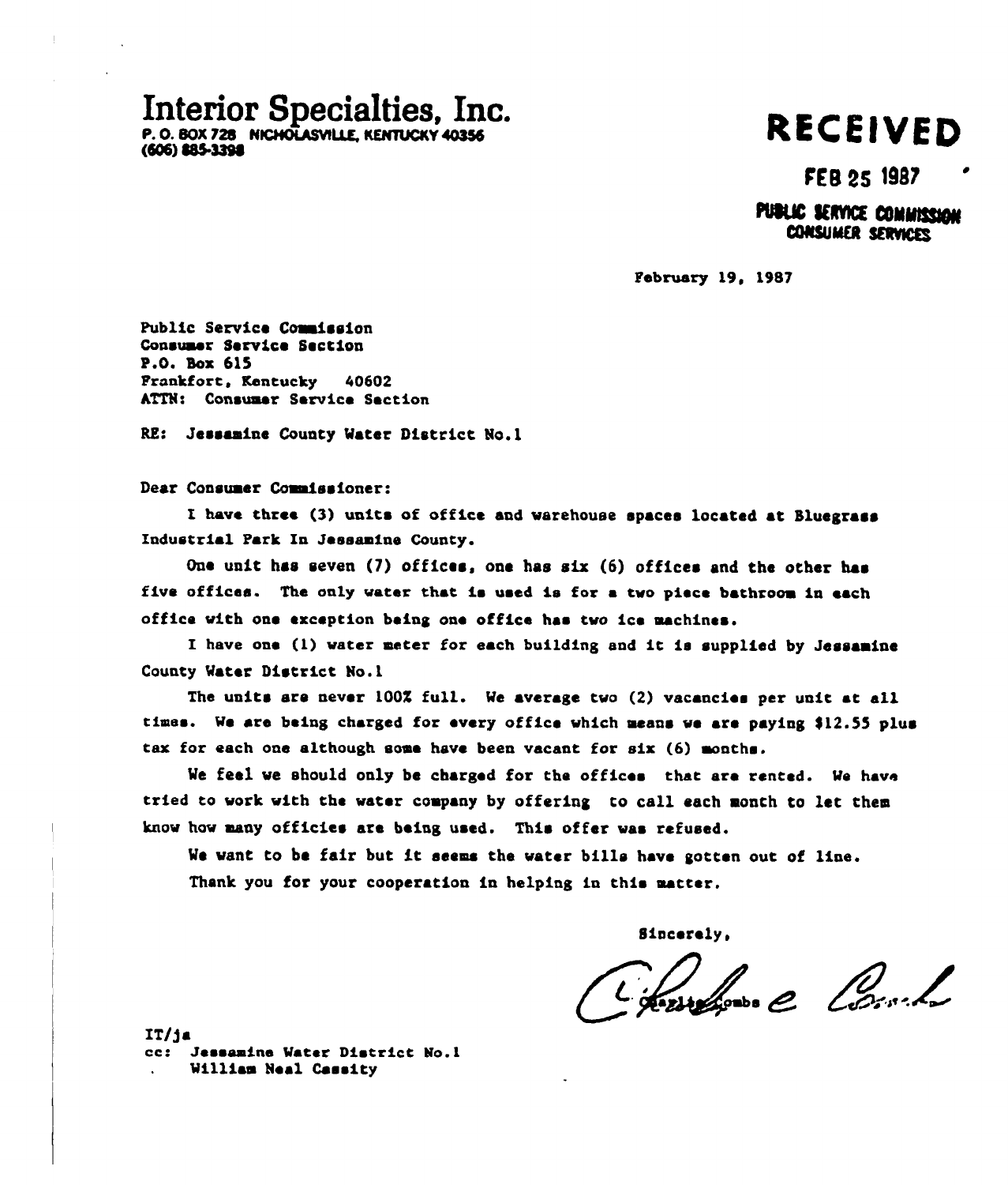# Interior Specialties, Inc.

P. O. BOX 728 NICHOLASVILLE, KENTUCKY 40356
(606) 885-3398

**RECEIVED**

FEB 25 1987

PUBLIC SERVICE COMMISSION
CONSUMER SERVICES

February 19, 1987

Public Service Commission
Consumer Service Section
P.O. Box 615
Frankfort, Kentucky 40602
ATTN: Consumer Service Section

RE: Jessamine County Water District No.1

Dear Consumer Commissioner:

I have three (3) units of office and warehouse spaces located at Bluegrass Industrial Park In Jessamine County.

One unit has seven (7) offices, one has six (6) offices and the other has five offices. The only water that is used is for a two piece bathroom in each office with one exception being one office has two ice machines.

I have one (1) water meter for each building and it is supplied by Jessamine County Water District No.1

The units are never 100% full. We average two (2) vacancies per unit at all times. We are being charged for every office which means we are paying $12.55 plus tax for each one although some have been vacant for six (6) months.

We feel we should only be charged for the offices that are rented. We have tried to work with the water company by offering to call each month to let them know how many officies are being used. This offer was refused.

We want to be fair but it seems the water bills have gotten out of line.

Thank you for your cooperation in helping in this matter.

Sincerely,

Charlie Combs

IT/ja
cc: Jessamine Water District No.1
William Neal Cassity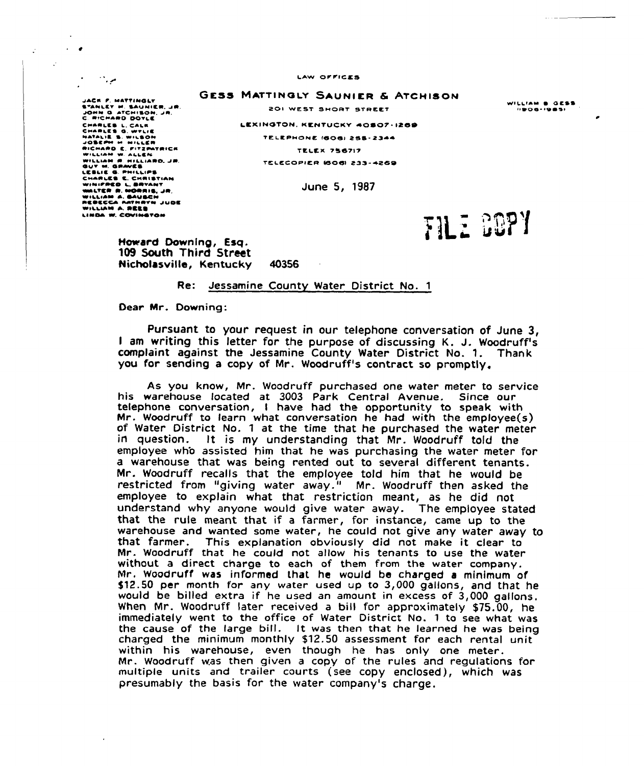LAW OFFICES

# GESS MATTINGLY SAUNIER & ATCHISON

201 WEST SHORT STREET

LEXINGTON, KENTUCKY 40507-1269

TELEPHONE (606) 255-2344

TELEX 756717

TELECOPIER (606) 233-4269

JACK F. MATTINGLY
STANLEY M. SAUNIER, JR.
JOHN G. ATCHISON, JR.
C. RICHARD DOYLE
CHARLES L. CALK
CHARLES G. WYLIE
NATALIE S. WILSON
JOSEPH H. MILLER
RICHARD E. FITZPATRICK
WILLIAM W. ALLEN
WILLIAM R. HILLIARD, JR.
GUY M. GRAVES
LESLIE G. PHILLIPS
CHARLES E. CHRISTIAN
WINIFRED L. BRYANT
WALTER R. MORRIS, JR.
WILLIAM A. BAUSCH
REBECCA KATHRYN JUDE
WILLIAM A. REES
LINDA W. COVINGTON

WILLIAM B. GESS
(1906-1985)

June 5, 1987

FILE COPY

Howard Downing, Esq.
109 South Third Street
Nicholasville, Kentucky 40356

Re: Jessamine County Water District No. 1

Dear Mr. Downing:

Pursuant to your request in our telephone conversation of June 3, I am writing this letter for the purpose of discussing K. J. Woodruff's complaint against the Jessamine County Water District No. 1. Thank you for sending a copy of Mr. Woodruff's contract so promptly.

As you know, Mr. Woodruff purchased one water meter to service his warehouse located at 3003 Park Central Avenue. Since our telephone conversation, I have had the opportunity to speak with Mr. Woodruff to learn what conversation he had with the employee(s) of Water District No. 1 at the time that he purchased the water meter in question. It is my understanding that Mr. Woodruff told the employee who assisted him that he was purchasing the water meter for a warehouse that was being rented out to several different tenants. Mr. Woodruff recalls that the employee told him that he would be restricted from "giving water away." Mr. Woodruff then asked the employee to explain what that restriction meant, as he did not understand why anyone would give water away. The employee stated that the rule meant that if a farmer, for instance, came up to the warehouse and wanted some water, he could not give any water away to that farmer. This explanation obviously did not make it clear to Mr. Woodruff that he could not allow his tenants to use the water without a direct charge to each of them from the water company. Mr. Woodruff was informed that he would be charged a minimum of $12.50 per month for any water used up to 3,000 gallons, and that he would be billed extra if he used an amount in excess of 3,000 gallons. When Mr. Woodruff later received a bill for approximately $75.00, he immediately went to the office of Water District No. 1 to see what was the cause of the large bill. It was then that he learned he was being charged the minimum monthly $12.50 assessment for each rental unit within his warehouse, even though he has only one meter. Mr. Woodruff was then given a copy of the rules and regulations for multiple units and trailer courts (see copy enclosed), which was presumably the basis for the water company's charge.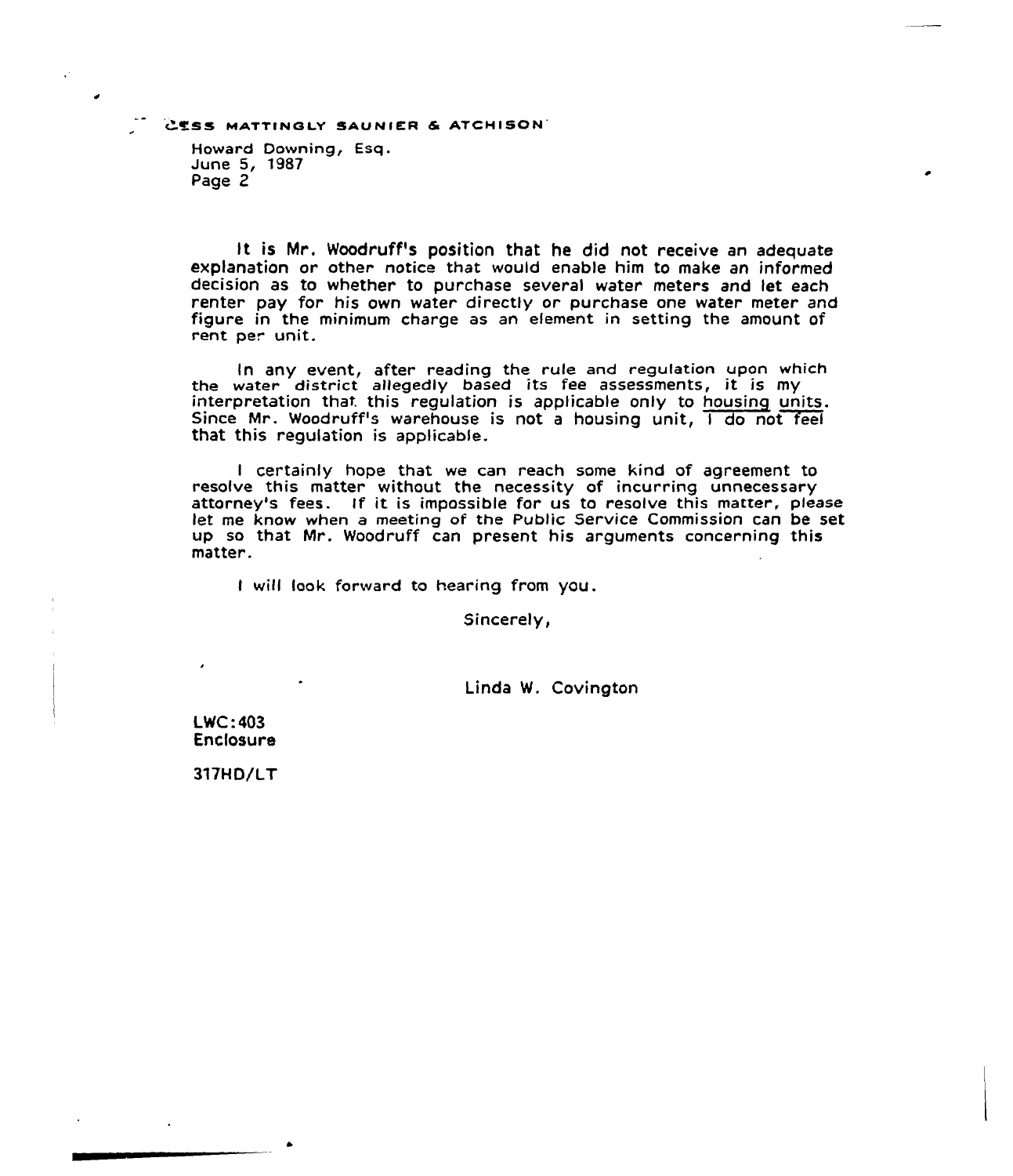Howard Downing, Esq.
June 5, 1987
Page 2

It is Mr. Woodruff's position that he did not receive an adequate explanation or other notice that would enable him to make an informed decision as to whether to purchase several water meters and let each renter pay for his own water directly or purchase one water meter and figure in the minimum charge as an element in setting the amount of rent per unit.

In any event, after reading the rule and regulation upon which the water district allegedly based its fee assessments, it is my interpretation that this regulation is applicable only to housing units. Since Mr. Woodruff's warehouse is not a housing unit, I do not feel that this regulation is applicable.

I certainly hope that we can reach some kind of agreement to resolve this matter without the necessity of incurring unnecessary attorney's fees. If it is impossible for us to resolve this matter, please let me know when a meeting of the Public Service Commission can be set up so that Mr. Woodruff can present his arguments concerning this matter.

I will look forward to hearing from you.

Sincerely,

Linda W. Covington

LWC:403
Enclosure

317HD/LT